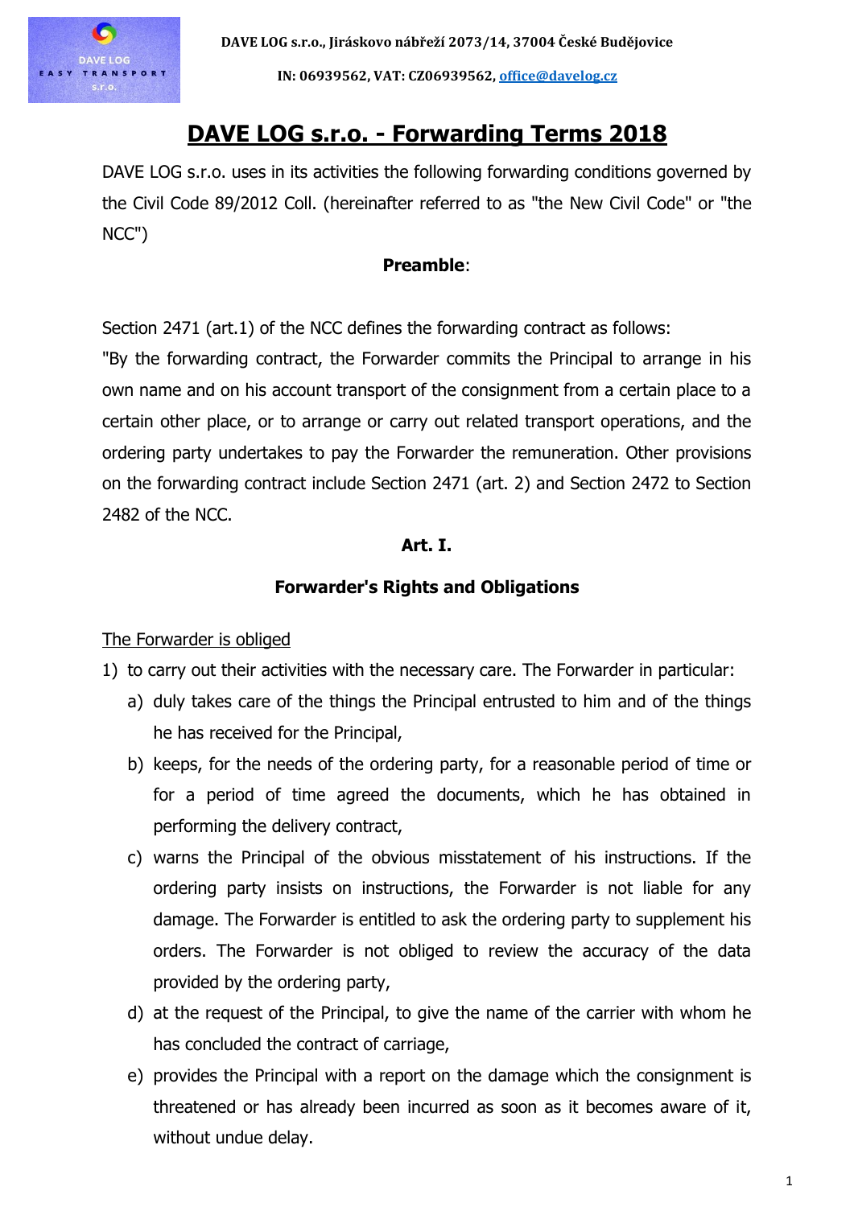DAVE LOG s.r.o., Jiráskovo nábřeží 2073/14, 37004 České Budějovice

IN: 06939562, VAT: CZ06939562, office@davelog.cz

# DAVE LOG s.r.o. - Forwarding Terms 2018

DAVE LOG s.r.o. uses in its activities the following forwarding conditions governed by the Civil Code 89/2012 Coll. (hereinafter referred to as "the New Civil Code" or "the NCC")

**Preamble**:

Section 2471 (art.1) of the NCC defines the forwarding contract as follows:
"By the forwarding contract, the Forwarder commits the Principal to arrange in his own name and on his account transport of the consignment from a certain place to a certain other place, or to arrange or carry out related transport operations, and the ordering party undertakes to pay the Forwarder the remuneration. Other provisions on the forwarding contract include Section 2471 (art. 2) and Section 2472 to Section 2482 of the NCC.

## Art. I.

### Forwarder's Rights and Obligations

The Forwarder is obliged

1) to carry out their activities with the necessary care. The Forwarder in particular:
   a) duly takes care of the things the Principal entrusted to him and of the things he has received for the Principal,
   b) keeps, for the needs of the ordering party, for a reasonable period of time or for a period of time agreed the documents, which he has obtained in performing the delivery contract,
   c) warns the Principal of the obvious misstatement of his instructions. If the ordering party insists on instructions, the Forwarder is not liable for any damage. The Forwarder is entitled to ask the ordering party to supplement his orders. The Forwarder is not obliged to review the accuracy of the data provided by the ordering party,
   d) at the request of the Principal, to give the name of the carrier with whom he has concluded the contract of carriage,
   e) provides the Principal with a report on the damage which the consignment is threatened or has already been incurred as soon as it becomes aware of it, without undue delay.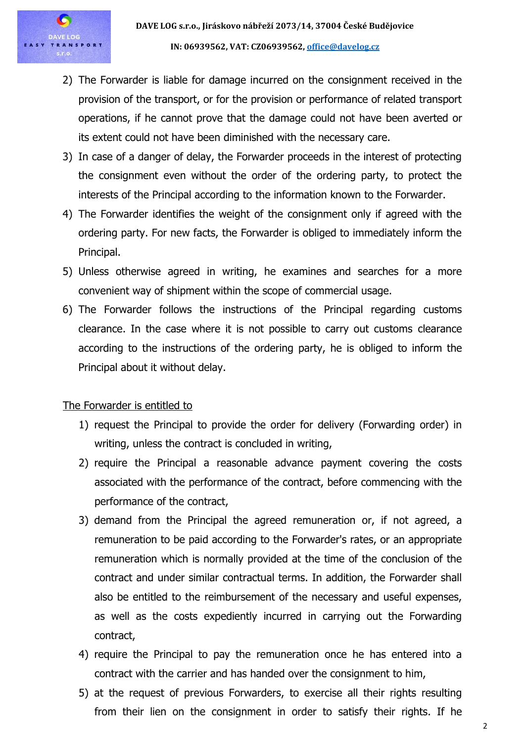2) The Forwarder is liable for damage incurred on the consignment received in the provision of the transport, or for the provision or performance of related transport operations, if he cannot prove that the damage could not have been averted or its extent could not have been diminished with the necessary care.
3) In case of a danger of delay, the Forwarder proceeds in the interest of protecting the consignment even without the order of the ordering party, to protect the interests of the Principal according to the information known to the Forwarder.
4) The Forwarder identifies the weight of the consignment only if agreed with the ordering party. For new facts, the Forwarder is obliged to immediately inform the Principal.
5) Unless otherwise agreed in writing, he examines and searches for a more convenient way of shipment within the scope of commercial usage.
6) The Forwarder follows the instructions of the Principal regarding customs clearance. In the case where it is not possible to carry out customs clearance according to the instructions of the ordering party, he is obliged to inform the Principal about it without delay.

<u>The Forwarder is entitled to</u>

1) request the Principal to provide the order for delivery (Forwarding order) in writing, unless the contract is concluded in writing,
2) require the Principal a reasonable advance payment covering the costs associated with the performance of the contract, before commencing with the performance of the contract,
3) demand from the Principal the agreed remuneration or, if not agreed, a remuneration to be paid according to the Forwarder's rates, or an appropriate remuneration which is normally provided at the time of the conclusion of the contract and under similar contractual terms. In addition, the Forwarder shall also be entitled to the reimbursement of the necessary and useful expenses, as well as the costs expediently incurred in carrying out the Forwarding contract,
4) require the Principal to pay the remuneration once he has entered into a contract with the carrier and has handed over the consignment to him,
5) at the request of previous Forwarders, to exercise all their rights resulting from their lien on the consignment in order to satisfy their rights. If he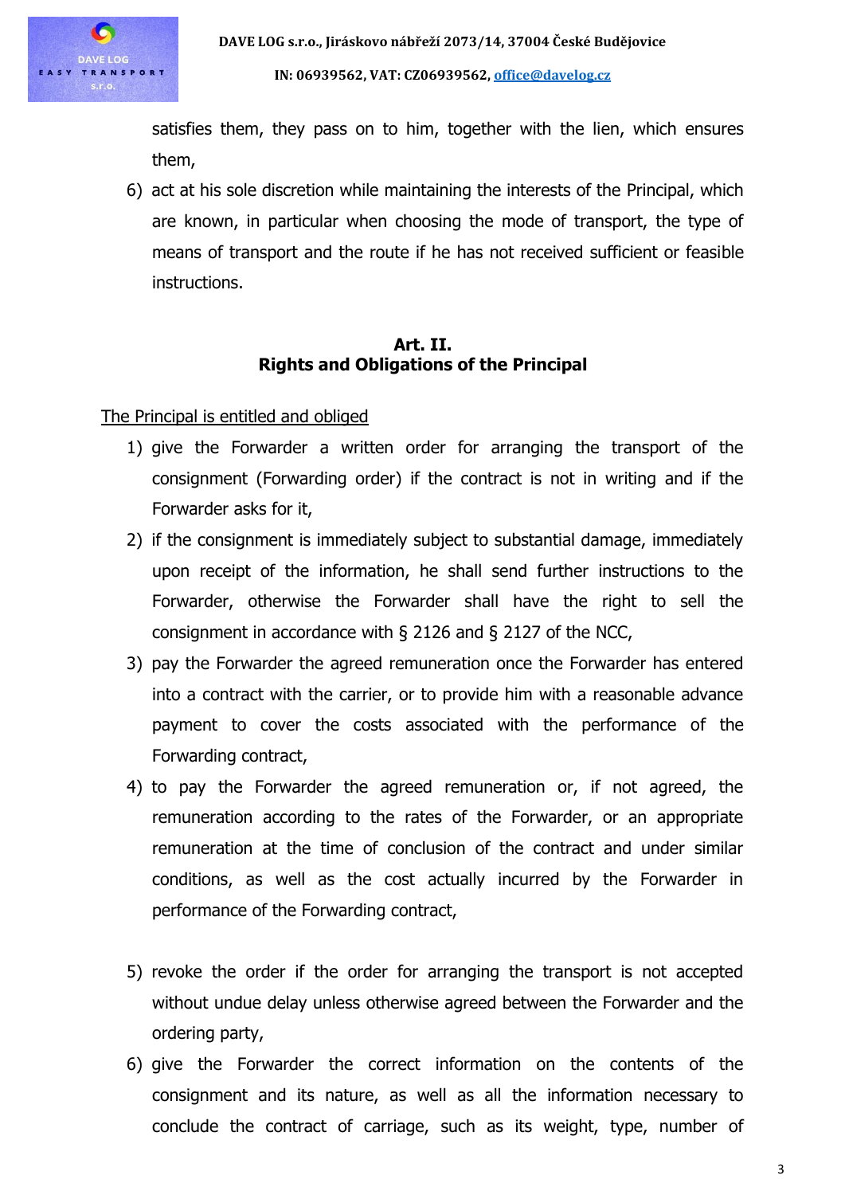satisfies them, they pass on to him, together with the lien, which ensures them,

6) act at his sole discretion while maintaining the interests of the Principal, which are known, in particular when choosing the mode of transport, the type of means of transport and the route if he has not received sufficient or feasible instructions.

## Art. II.
## Rights and Obligations of the Principal

The Principal is entitled and obliged

1) give the Forwarder a written order for arranging the transport of the consignment (Forwarding order) if the contract is not in writing and if the Forwarder asks for it,
2) if the consignment is immediately subject to substantial damage, immediately upon receipt of the information, he shall send further instructions to the Forwarder, otherwise the Forwarder shall have the right to sell the consignment in accordance with § 2126 and § 2127 of the NCC,
3) pay the Forwarder the agreed remuneration once the Forwarder has entered into a contract with the carrier, or to provide him with a reasonable advance payment to cover the costs associated with the performance of the Forwarding contract,
4) to pay the Forwarder the agreed remuneration or, if not agreed, the remuneration according to the rates of the Forwarder, or an appropriate remuneration at the time of conclusion of the contract and under similar conditions, as well as the cost actually incurred by the Forwarder in performance of the Forwarding contract,
5) revoke the order if the order for arranging the transport is not accepted without undue delay unless otherwise agreed between the Forwarder and the ordering party,
6) give the Forwarder the correct information on the contents of the consignment and its nature, as well as all the information necessary to conclude the contract of carriage, such as its weight, type, number of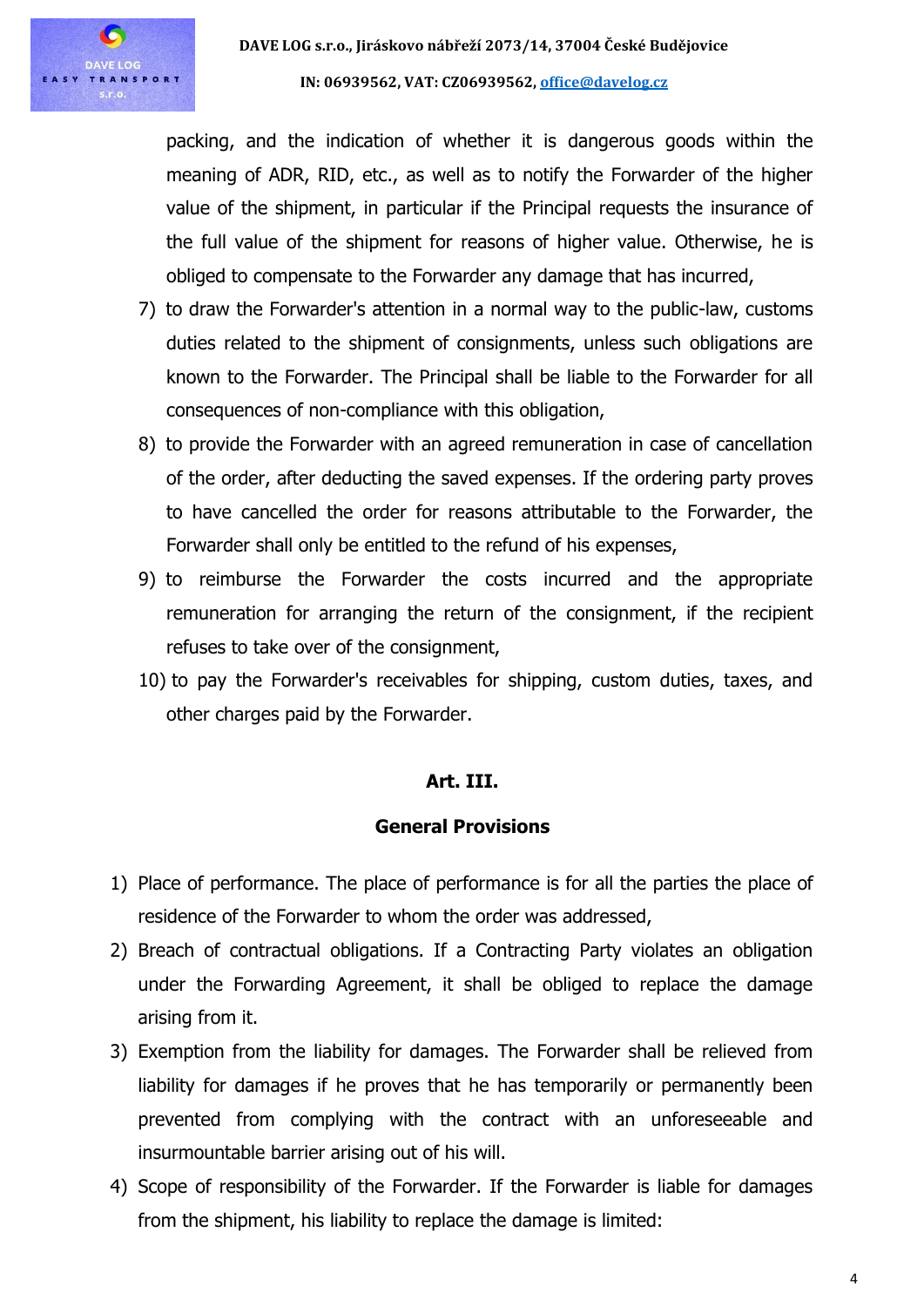packing, and the indication of whether it is dangerous goods within the meaning of ADR, RID, etc., as well as to notify the Forwarder of the higher value of the shipment, in particular if the Principal requests the insurance of the full value of the shipment for reasons of higher value. Otherwise, he is obliged to compensate to the Forwarder any damage that has incurred,

7) to draw the Forwarder's attention in a normal way to the public-law, customs duties related to the shipment of consignments, unless such obligations are known to the Forwarder. The Principal shall be liable to the Forwarder for all consequences of non-compliance with this obligation,
8) to provide the Forwarder with an agreed remuneration in case of cancellation of the order, after deducting the saved expenses. If the ordering party proves to have cancelled the order for reasons attributable to the Forwarder, the Forwarder shall only be entitled to the refund of his expenses,
9) to reimburse the Forwarder the costs incurred and the appropriate remuneration for arranging the return of the consignment, if the recipient refuses to take over of the consignment,
10) to pay the Forwarder's receivables for shipping, custom duties, taxes, and other charges paid by the Forwarder.

## Art. III.

## General Provisions

1) Place of performance. The place of performance is for all the parties the place of residence of the Forwarder to whom the order was addressed,
2) Breach of contractual obligations. If a Contracting Party violates an obligation under the Forwarding Agreement, it shall be obliged to replace the damage arising from it.
3) Exemption from the liability for damages. The Forwarder shall be relieved from liability for damages if he proves that he has temporarily or permanently been prevented from complying with the contract with an unforeseeable and insurmountable barrier arising out of his will.
4) Scope of responsibility of the Forwarder. If the Forwarder is liable for damages from the shipment, his liability to replace the damage is limited: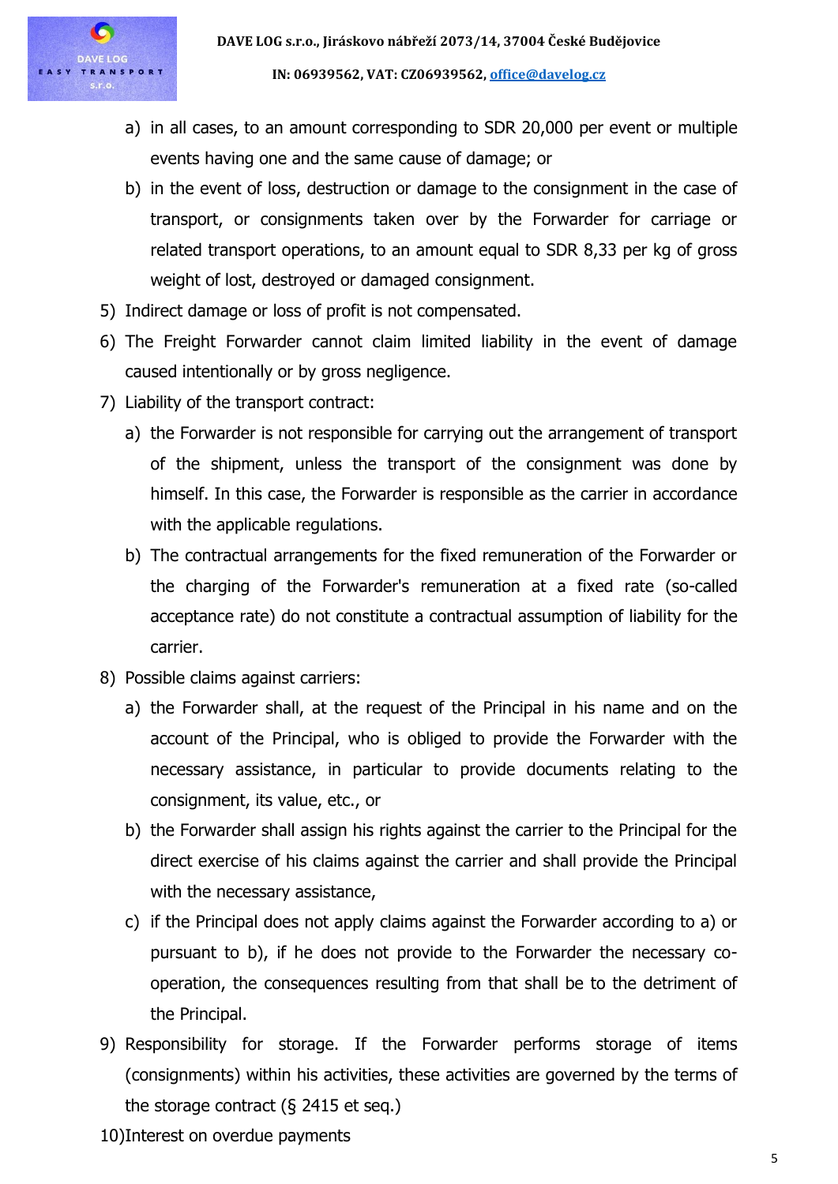a) in all cases, to an amount corresponding to SDR 20,000 per event or multiple events having one and the same cause of damage; or
   b) in the event of loss, destruction or damage to the consignment in the case of transport, or consignments taken over by the Forwarder for carriage or related transport operations, to an amount equal to SDR 8,33 per kg of gross weight of lost, destroyed or damaged consignment.

5) Indirect damage or loss of profit is not compensated.
6) The Freight Forwarder cannot claim limited liability in the event of damage caused intentionally or by gross negligence.
7) Liability of the transport contract:
   a) the Forwarder is not responsible for carrying out the arrangement of transport of the shipment, unless the transport of the consignment was done by himself. In this case, the Forwarder is responsible as the carrier in accordance with the applicable regulations.
   b) The contractual arrangements for the fixed remuneration of the Forwarder or the charging of the Forwarder's remuneration at a fixed rate (so-called acceptance rate) do not constitute a contractual assumption of liability for the carrier.
8) Possible claims against carriers:
   a) the Forwarder shall, at the request of the Principal in his name and on the account of the Principal, who is obliged to provide the Forwarder with the necessary assistance, in particular to provide documents relating to the consignment, its value, etc., or
   b) the Forwarder shall assign his rights against the carrier to the Principal for the direct exercise of his claims against the carrier and shall provide the Principal with the necessary assistance,
   c) if the Principal does not apply claims against the Forwarder according to a) or pursuant to b), if he does not provide to the Forwarder the necessary co-operation, the consequences resulting from that shall be to the detriment of the Principal.
9) Responsibility for storage. If the Forwarder performs storage of items (consignments) within his activities, these activities are governed by the terms of the storage contract (§ 2415 et seq.)
10) Interest on overdue payments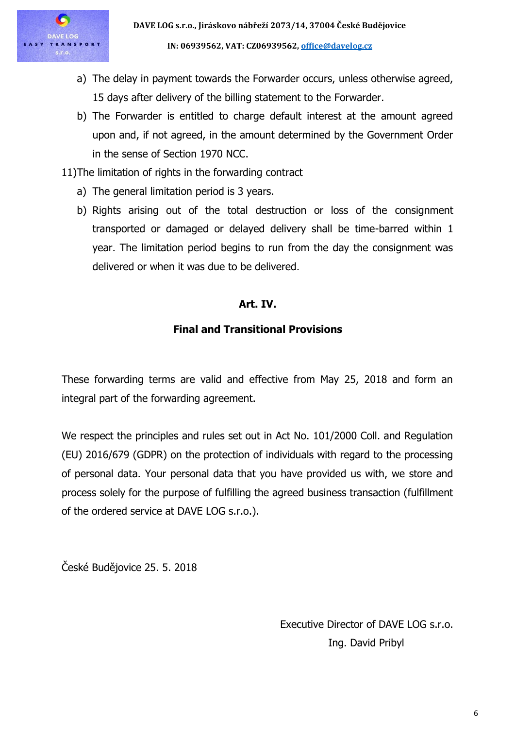a) The delay in payment towards the Forwarder occurs, unless otherwise agreed, 15 days after delivery of the billing statement to the Forwarder.
b) The Forwarder is entitled to charge default interest at the amount agreed upon and, if not agreed, in the amount determined by the Government Order in the sense of Section 1970 NCC.

11) The limitation of rights in the forwarding contract

a) The general limitation period is 3 years.
b) Rights arising out of the total destruction or loss of the consignment transported or damaged or delayed delivery shall be time-barred within 1 year. The limitation period begins to run from the day the consignment was delivered or when it was due to be delivered.

## Art. IV.

## Final and Transitional Provisions

These forwarding terms are valid and effective from May 25, 2018 and form an integral part of the forwarding agreement.

We respect the principles and rules set out in Act No. 101/2000 Coll. and Regulation (EU) 2016/679 (GDPR) on the protection of individuals with regard to the processing of personal data. Your personal data that you have provided us with, we store and process solely for the purpose of fulfilling the agreed business transaction (fulfillment of the ordered service at DAVE LOG s.r.o.).

České Budějovice 25. 5. 2018

Executive Director of DAVE LOG s.r.o.
Ing. David Pribyl